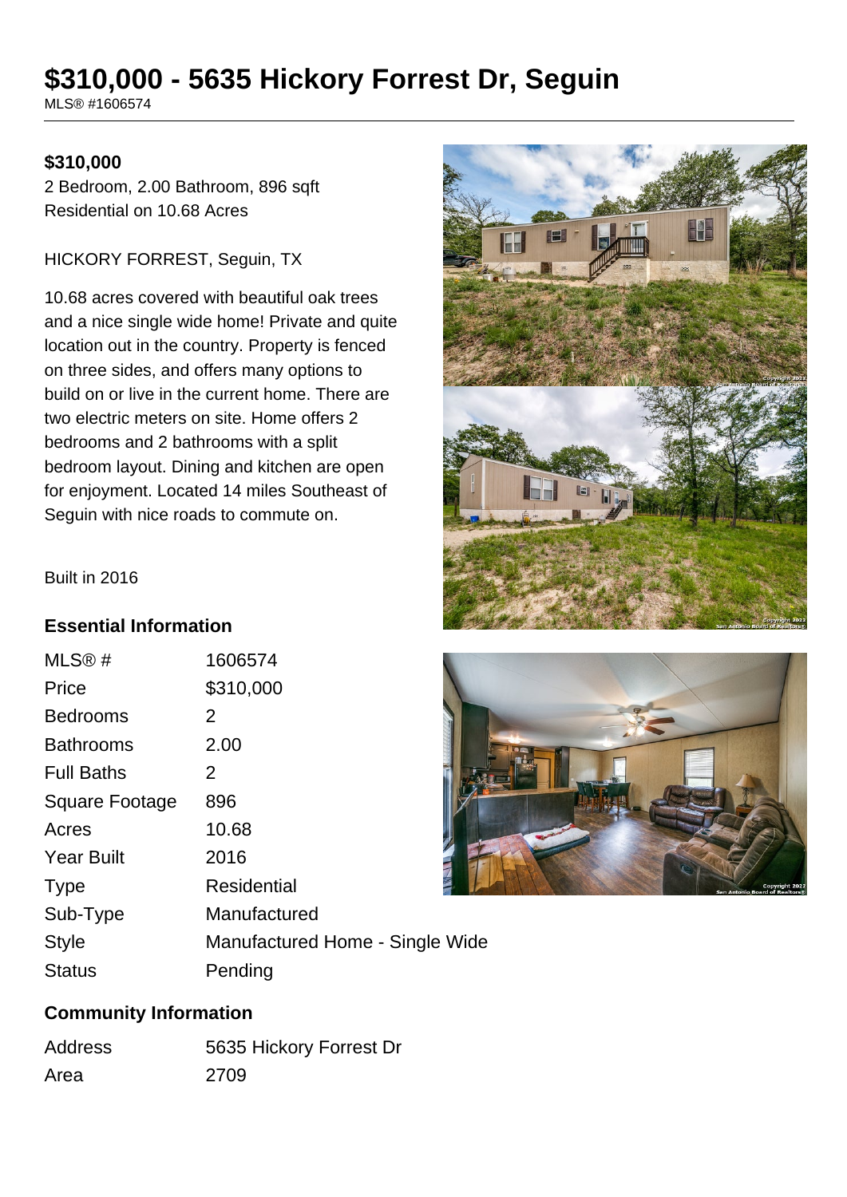# $310,000 - 5635 Hickory Forrest Dr, Seguin

MLS® #1606574

**$310,000**

2 Bedroom, 2.00 Bathroom, 896 sqft
Residential on 10.68 Acres

HICKORY FORREST, Seguin, TX

10.68 acres covered with beautiful oak trees and a nice single wide home! Private and quite location out in the country. Property is fenced on three sides, and offers many options to build on or live in the current home. There are two electric meters on site. Home offers 2 bedrooms and 2 bathrooms with a split bedroom layout. Dining and kitchen are open for enjoyment. Located 14 miles Southeast of Seguin with nice roads to commute on.

Built in 2016

## Essential Information

| | |
|---|---|
| MLS® # | 1606574 |
| Price | $310,000 |
| Bedrooms | 2 |
| Bathrooms | 2.00 |
| Full Baths | 2 |
| Square Footage | 896 |
| Acres | 10.68 |
| Year Built | 2016 |
| Type | Residential |
| Sub-Type | Manufactured |
| Style | Manufactured Home - Single Wide |
| Status | Pending |

## Community Information

| | |
|---|---|
| Address | 5635 Hickory Forrest Dr |
| Area | 2709 |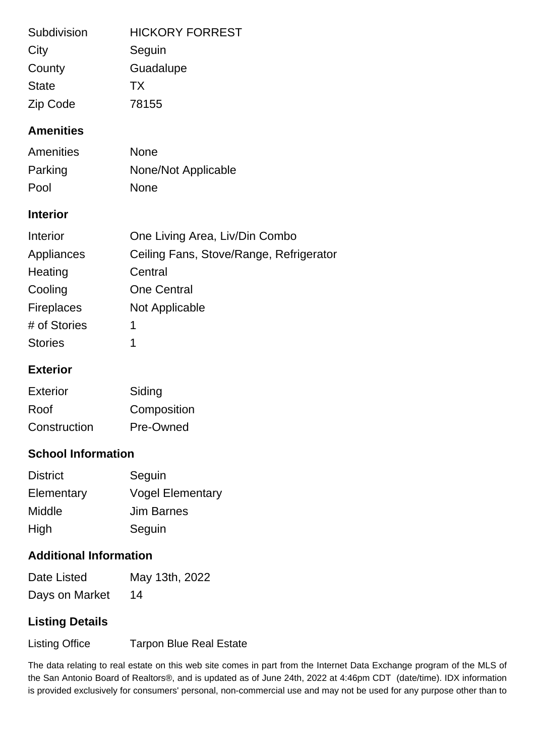| | |
|---|---|
| Subdivision | HICKORY FORREST |
| City | Seguin |
| County | Guadalupe |
| State | TX |
| Zip Code | 78155 |

## Amenities

| | |
|---|---|
| Amenities | None |
| Parking | None/Not Applicable |
| Pool | None |

## Interior

| | |
|---|---|
| Interior | One Living Area, Liv/Din Combo |
| Appliances | Ceiling Fans, Stove/Range, Refrigerator |
| Heating | Central |
| Cooling | One Central |
| Fireplaces | Not Applicable |
| # of Stories | 1 |
| Stories | 1 |

## Exterior

| | |
|---|---|
| Exterior | Siding |
| Roof | Composition |
| Construction | Pre-Owned |

## School Information

| | |
|---|---|
| District | Seguin |
| Elementary | Vogel Elementary |
| Middle | Jim Barnes |
| High | Seguin |

## Additional Information

| | |
|---|---|
| Date Listed | May 13th, 2022 |
| Days on Market | 14 |

## Listing Details

| | |
|---|---|
| Listing Office | Tarpon Blue Real Estate |

The data relating to real estate on this web site comes in part from the Internet Data Exchange program of the MLS of the San Antonio Board of Realtors®, and is updated as of June 24th, 2022 at 4:46pm CDT (date/time). IDX information is provided exclusively for consumers' personal, non-commercial use and may not be used for any purpose other than to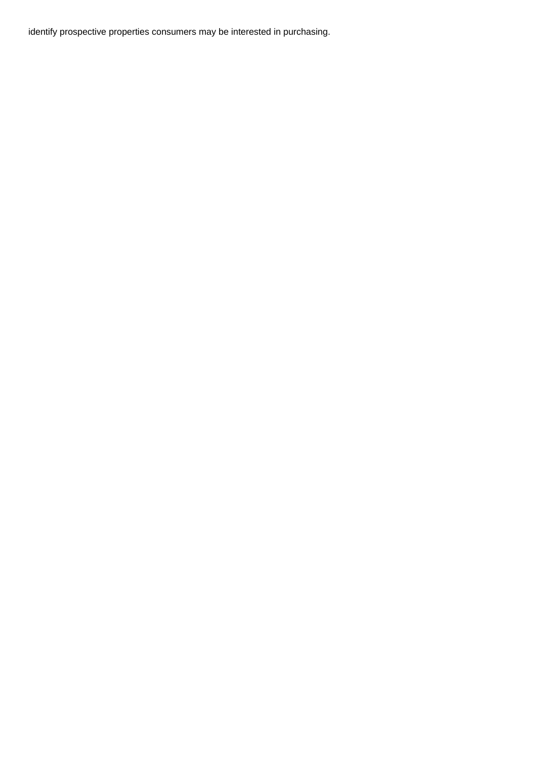identify prospective properties consumers may be interested in purchasing.